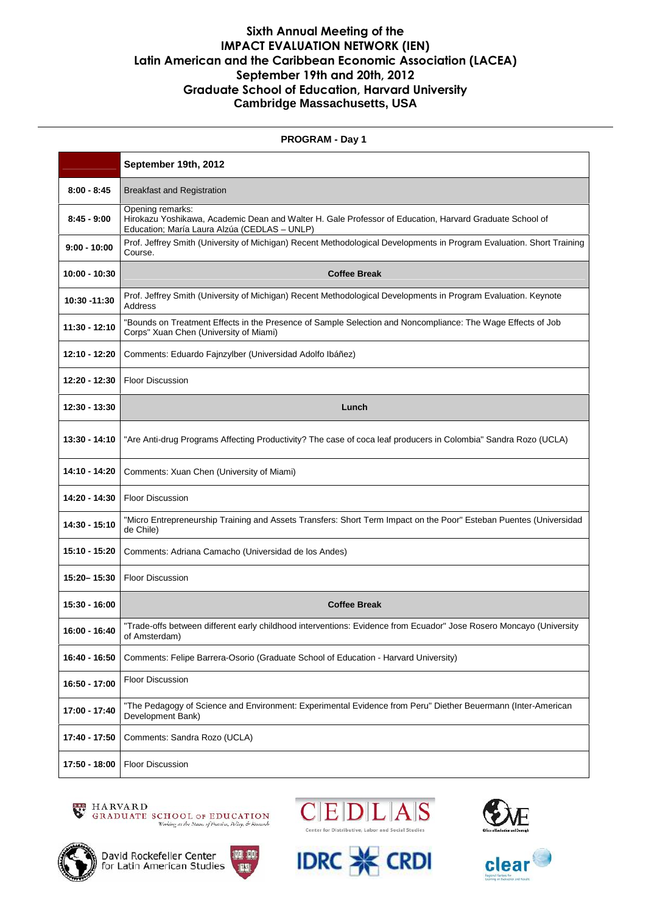# Sixth Annual Meeting of the IMPACT EVALUATION NETWORK (IEN) Latin American and the Caribbean Economic Association (LACEA)

## September 19th and 20th, 2012
## Graduate School of Education, Harvard University
## Cambridge Massachusetts, USA

---

**PROGRAM - Day 1**

| | **September 19th, 2012** |
|---|---|
| **8:00 - 8:45** | Breakfast and Registration |
| **8:45 - 9:00** | Opening remarks: Hirokazu Yoshikawa, Academic Dean and Walter H. Gale Professor of Education, Harvard Graduate School of Education; María Laura Alzúa (CEDLAS – UNLP) |
| **9:00 - 10:00** | Prof. Jeffrey Smith (University of Michigan) Recent Methodological Developments in Program Evaluation. Short Training Course. |
| **10:00 - 10:30** | **Coffee Break** |
| **10:30 -11:30** | Prof. Jeffrey Smith (University of Michigan) Recent Methodological Developments in Program Evaluation. Keynote Address |
| **11:30 - 12:10** | "Bounds on Treatment Effects in the Presence of Sample Selection and Noncompliance: The Wage Effects of Job Corps" Xuan Chen (University of Miami) |
| **12:10 - 12:20** | Comments: Eduardo Fajnzylber (Universidad Adolfo Ibáñez) |
| **12:20 - 12:30** | Floor Discussion |
| **12:30 - 13:30** | **Lunch** |
| **13:30 - 14:10** | "Are Anti-drug Programs Affecting Productivity? The case of coca leaf producers in Colombia" Sandra Rozo (UCLA) |
| **14:10 - 14:20** | Comments: Xuan Chen (University of Miami) |
| **14:20 - 14:30** | Floor Discussion |
| **14:30 - 15:10** | "Micro Entrepreneurship Training and Assets Transfers: Short Term Impact on the Poor" Esteban Puentes (Universidad de Chile) |
| **15:10 - 15:20** | Comments: Adriana Camacho (Universidad de los Andes) |
| **15:20– 15:30** | Floor Discussion |
| **15:30 - 16:00** | **Coffee Break** |
| **16:00 - 16:40** | "Trade-offs between different early childhood interventions: Evidence from Ecuador" Jose Rosero Moncayo (University of Amsterdam) |
| **16:40 - 16:50** | Comments: Felipe Barrera-Osorio (Graduate School of Education - Harvard University) |
| **16:50 - 17:00** | Floor Discussion |
| **17:00 - 17:40** | "The Pedagogy of Science and Environment: Experimental Evidence from Peru" Diether Beuermann (Inter-American Development Bank) |
| **17:40 - 17:50** | Comments: Sandra Rozo (UCLA) |
| **17:50 - 18:00** | Floor Discussion |

HARVARD GRADUATE SCHOOL OF EDUCATION

CEDLAS Center for Distributive, Labor and Social Studies

David Rockefeller Center for Latin American Studies

IDRC CRDI

clear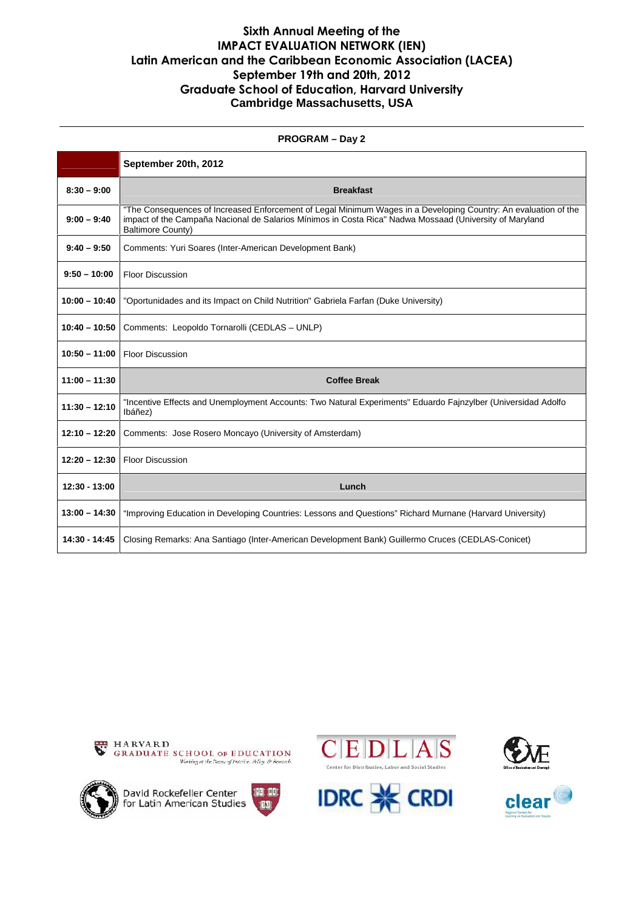# Sixth Annual Meeting of the IMPACT EVALUATION NETWORK (IEN)
# Latin American and the Caribbean Economic Association (LACEA)
## September 19th and 20th, 2012
## Graduate School of Education, Harvard University
## Cambridge Massachusetts, USA

**PROGRAM – Day 2**

| | **September 20th, 2012** |
|---|---|
| **8:30 – 9:00** | **Breakfast** |
| **9:00 – 9:40** | "The Consequences of Increased Enforcement of Legal Minimum Wages in a Developing Country: An evaluation of the impact of the Campaña Nacional de Salarios Mínimos in Costa Rica" Nadwa Mossaad (University of Maryland Baltimore County) |
| **9:40 – 9:50** | Comments: Yuri Soares (Inter-American Development Bank) |
| **9:50 – 10:00** | Floor Discussion |
| **10:00 – 10:40** | "Oportunidades and its Impact on Child Nutrition" Gabriela Farfan (Duke University) |
| **10:40 – 10:50** | Comments: Leopoldo Tornarolli (CEDLAS – UNLP) |
| **10:50 – 11:00** | Floor Discussion |
| **11:00 – 11:30** | **Coffee Break** |
| **11:30 – 12:10** | "Incentive Effects and Unemployment Accounts: Two Natural Experiments" Eduardo Fajnzylber (Universidad Adolfo Ibáñez) |
| **12:10 – 12:20** | Comments: Jose Rosero Moncayo (University of Amsterdam) |
| **12:20 – 12:30** | Floor Discussion |
| **12:30 - 13:00** | **Lunch** |
| **13:00 – 14:30** | "Improving Education in Developing Countries: Lessons and Questions" Richard Murnane (Harvard University) |
| **14:30 - 14:45** | Closing Remarks: Ana Santiago (Inter-American Development Bank) Guillermo Cruces (CEDLAS-Conicet) |

HARVARD GRADUATE SCHOOL OF EDUCATION

David Rockefeller Center for Latin American Studies

CEDLAS Center for Distributive, Labor and Social Studies

IDRC CRDI

Office of Evaluation and Oversight

clear Regional Centers for Learning on Evaluation and Results